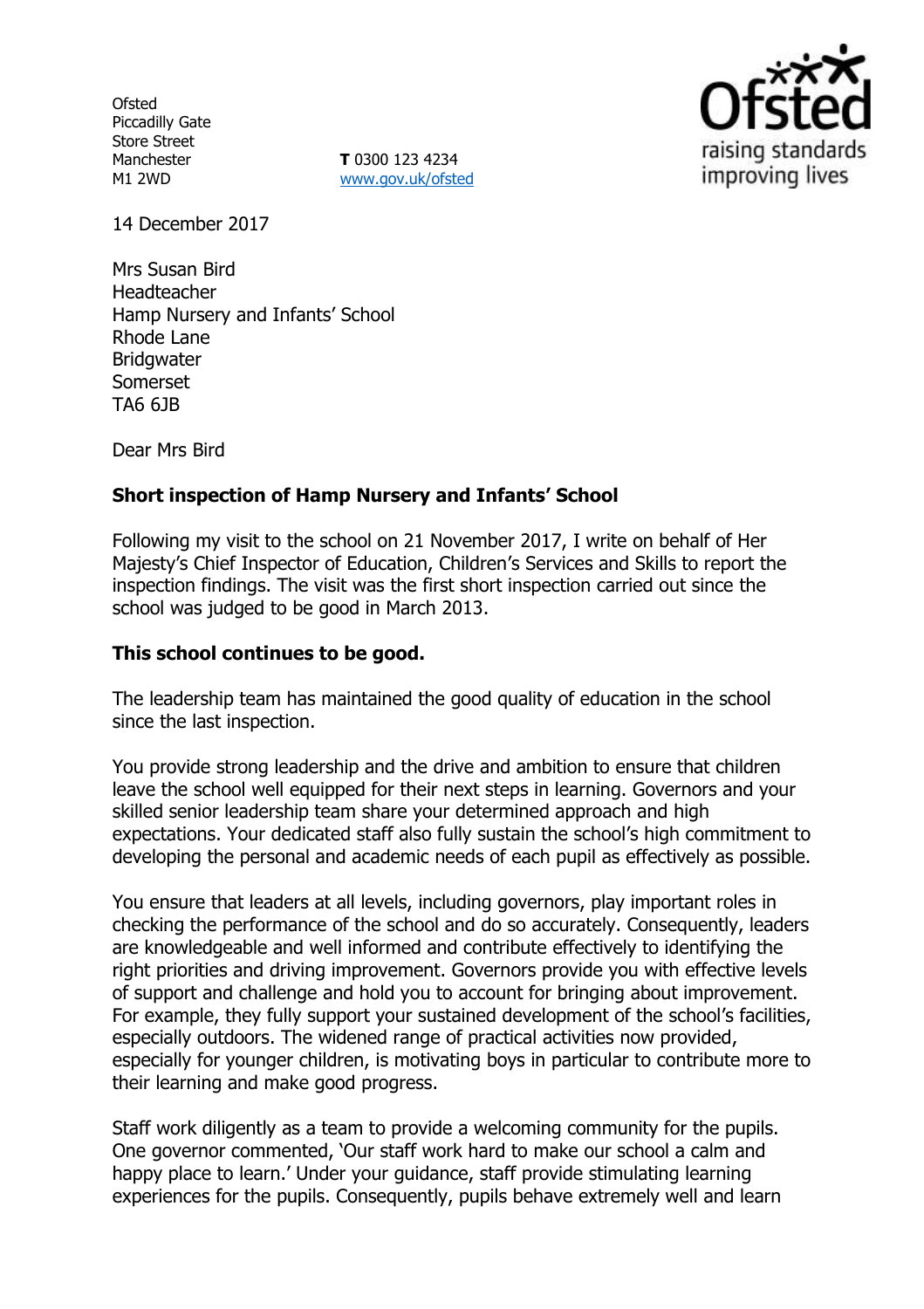Ofsted
Piccadilly Gate
Store Street
Manchester
M1 2WD

**T** 0300 123 4234
www.gov.uk/ofsted

14 December 2017

Mrs Susan Bird
Headteacher
Hamp Nursery and Infants' School
Rhode Lane
Bridgwater
Somerset
TA6 6JB

Dear Mrs Bird

**Short inspection of Hamp Nursery and Infants' School**

Following my visit to the school on 21 November 2017, I write on behalf of Her Majesty's Chief Inspector of Education, Children's Services and Skills to report the inspection findings. The visit was the first short inspection carried out since the school was judged to be good in March 2013.

**This school continues to be good.**

The leadership team has maintained the good quality of education in the school since the last inspection.

You provide strong leadership and the drive and ambition to ensure that children leave the school well equipped for their next steps in learning. Governors and your skilled senior leadership team share your determined approach and high expectations. Your dedicated staff also fully sustain the school's high commitment to developing the personal and academic needs of each pupil as effectively as possible.

You ensure that leaders at all levels, including governors, play important roles in checking the performance of the school and do so accurately. Consequently, leaders are knowledgeable and well informed and contribute effectively to identifying the right priorities and driving improvement. Governors provide you with effective levels of support and challenge and hold you to account for bringing about improvement. For example, they fully support your sustained development of the school's facilities, especially outdoors. The widened range of practical activities now provided, especially for younger children, is motivating boys in particular to contribute more to their learning and make good progress.

Staff work diligently as a team to provide a welcoming community for the pupils. One governor commented, 'Our staff work hard to make our school a calm and happy place to learn.' Under your guidance, staff provide stimulating learning experiences for the pupils. Consequently, pupils behave extremely well and learn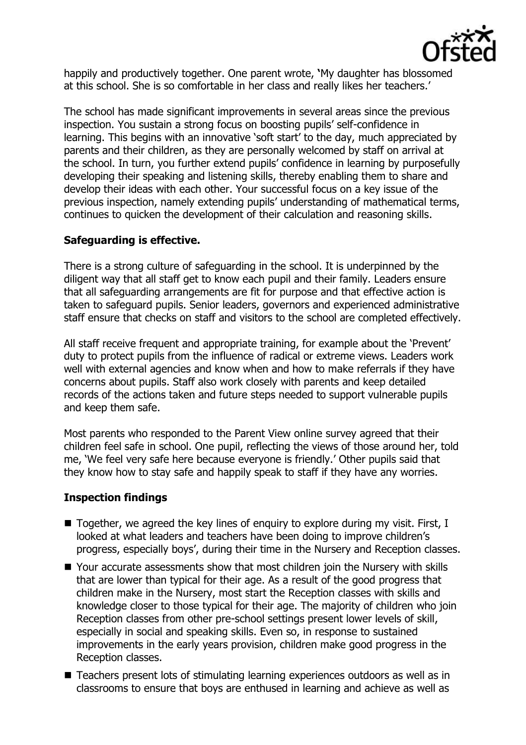happily and productively together. One parent wrote, 'My daughter has blossomed at this school. She is so comfortable in her class and really likes her teachers.'

The school has made significant improvements in several areas since the previous inspection. You sustain a strong focus on boosting pupils' self-confidence in learning. This begins with an innovative 'soft start' to the day, much appreciated by parents and their children, as they are personally welcomed by staff on arrival at the school. In turn, you further extend pupils' confidence in learning by purposefully developing their speaking and listening skills, thereby enabling them to share and develop their ideas with each other. Your successful focus on a key issue of the previous inspection, namely extending pupils' understanding of mathematical terms, continues to quicken the development of their calculation and reasoning skills.

**Safeguarding is effective.**

There is a strong culture of safeguarding in the school. It is underpinned by the diligent way that all staff get to know each pupil and their family. Leaders ensure that all safeguarding arrangements are fit for purpose and that effective action is taken to safeguard pupils. Senior leaders, governors and experienced administrative staff ensure that checks on staff and visitors to the school are completed effectively.

All staff receive frequent and appropriate training, for example about the 'Prevent' duty to protect pupils from the influence of radical or extreme views. Leaders work well with external agencies and know when and how to make referrals if they have concerns about pupils. Staff also work closely with parents and keep detailed records of the actions taken and future steps needed to support vulnerable pupils and keep them safe.

Most parents who responded to the Parent View online survey agreed that their children feel safe in school. One pupil, reflecting the views of those around her, told me, 'We feel very safe here because everyone is friendly.' Other pupils said that they know how to stay safe and happily speak to staff if they have any worries.

**Inspection findings**

- Together, we agreed the key lines of enquiry to explore during my visit. First, I looked at what leaders and teachers have been doing to improve children's progress, especially boys', during their time in the Nursery and Reception classes.
- Your accurate assessments show that most children join the Nursery with skills that are lower than typical for their age. As a result of the good progress that children make in the Nursery, most start the Reception classes with skills and knowledge closer to those typical for their age. The majority of children who join Reception classes from other pre-school settings present lower levels of skill, especially in social and speaking skills. Even so, in response to sustained improvements in the early years provision, children make good progress in the Reception classes.
- Teachers present lots of stimulating learning experiences outdoors as well as in classrooms to ensure that boys are enthused in learning and achieve as well as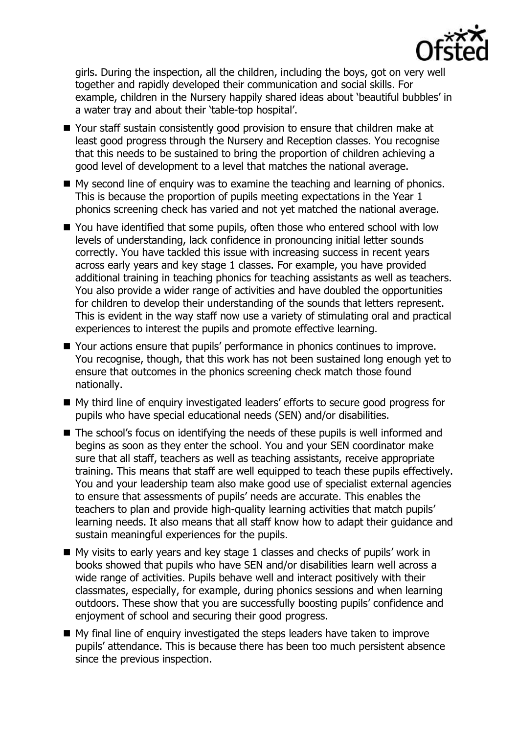girls. During the inspection, all the children, including the boys, got on very well together and rapidly developed their communication and social skills. For example, children in the Nursery happily shared ideas about 'beautiful bubbles' in a water tray and about their 'table-top hospital'.

- Your staff sustain consistently good provision to ensure that children make at least good progress through the Nursery and Reception classes. You recognise that this needs to be sustained to bring the proportion of children achieving a good level of development to a level that matches the national average.
- My second line of enquiry was to examine the teaching and learning of phonics. This is because the proportion of pupils meeting expectations in the Year 1 phonics screening check has varied and not yet matched the national average.
- You have identified that some pupils, often those who entered school with low levels of understanding, lack confidence in pronouncing initial letter sounds correctly. You have tackled this issue with increasing success in recent years across early years and key stage 1 classes. For example, you have provided additional training in teaching phonics for teaching assistants as well as teachers. You also provide a wider range of activities and have doubled the opportunities for children to develop their understanding of the sounds that letters represent. This is evident in the way staff now use a variety of stimulating oral and practical experiences to interest the pupils and promote effective learning.
- Your actions ensure that pupils' performance in phonics continues to improve. You recognise, though, that this work has not been sustained long enough yet to ensure that outcomes in the phonics screening check match those found nationally.
- My third line of enquiry investigated leaders' efforts to secure good progress for pupils who have special educational needs (SEN) and/or disabilities.
- The school's focus on identifying the needs of these pupils is well informed and begins as soon as they enter the school. You and your SEN coordinator make sure that all staff, teachers as well as teaching assistants, receive appropriate training. This means that staff are well equipped to teach these pupils effectively. You and your leadership team also make good use of specialist external agencies to ensure that assessments of pupils' needs are accurate. This enables the teachers to plan and provide high-quality learning activities that match pupils' learning needs. It also means that all staff know how to adapt their guidance and sustain meaningful experiences for the pupils.
- My visits to early years and key stage 1 classes and checks of pupils' work in books showed that pupils who have SEN and/or disabilities learn well across a wide range of activities. Pupils behave well and interact positively with their classmates, especially, for example, during phonics sessions and when learning outdoors. These show that you are successfully boosting pupils' confidence and enjoyment of school and securing their good progress.
- My final line of enquiry investigated the steps leaders have taken to improve pupils' attendance. This is because there has been too much persistent absence since the previous inspection.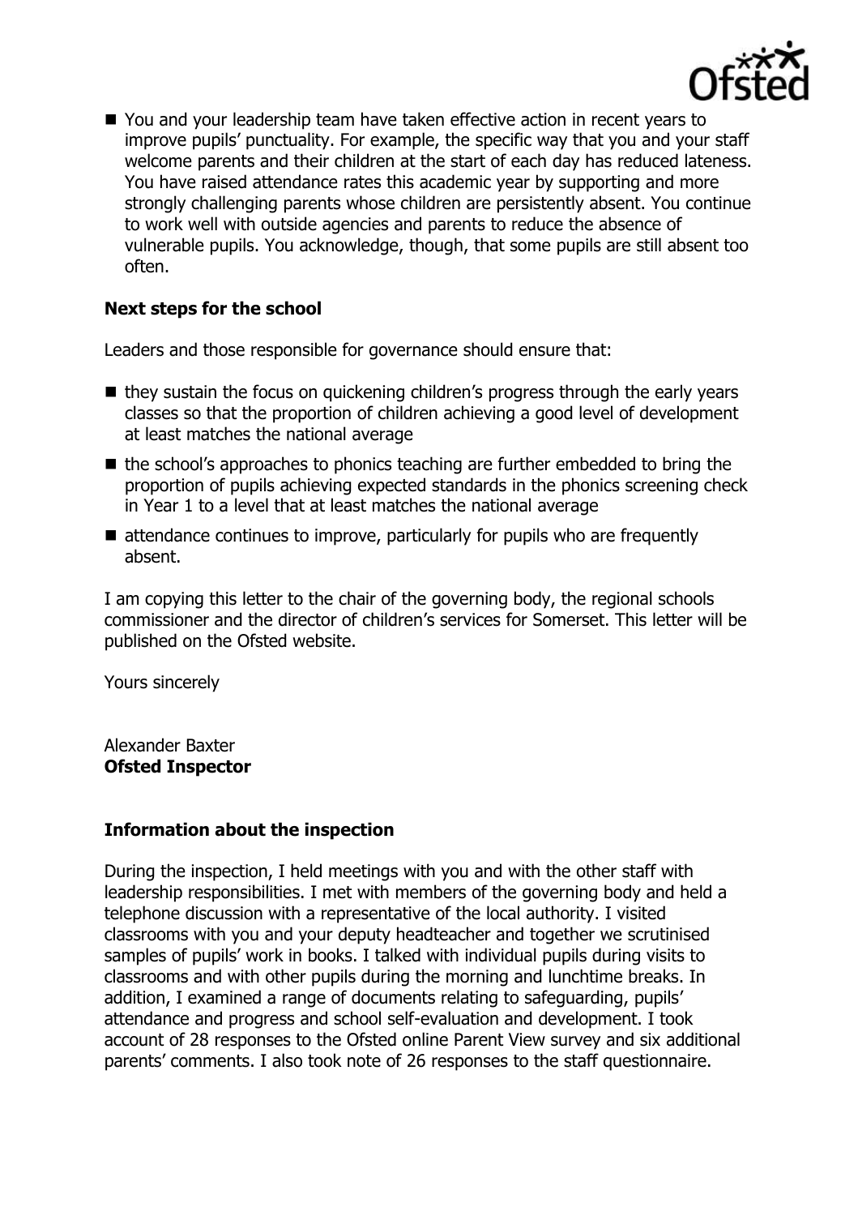- You and your leadership team have taken effective action in recent years to improve pupils' punctuality. For example, the specific way that you and your staff welcome parents and their children at the start of each day has reduced lateness. You have raised attendance rates this academic year by supporting and more strongly challenging parents whose children are persistently absent. You continue to work well with outside agencies and parents to reduce the absence of vulnerable pupils. You acknowledge, though, that some pupils are still absent too often.

**Next steps for the school**

Leaders and those responsible for governance should ensure that:

- they sustain the focus on quickening children's progress through the early years classes so that the proportion of children achieving a good level of development at least matches the national average
- the school's approaches to phonics teaching are further embedded to bring the proportion of pupils achieving expected standards in the phonics screening check in Year 1 to a level that at least matches the national average
- attendance continues to improve, particularly for pupils who are frequently absent.

I am copying this letter to the chair of the governing body, the regional schools commissioner and the director of children's services for Somerset. This letter will be published on the Ofsted website.

Yours sincerely

Alexander Baxter
**Ofsted Inspector**

**Information about the inspection**

During the inspection, I held meetings with you and with the other staff with leadership responsibilities. I met with members of the governing body and held a telephone discussion with a representative of the local authority. I visited classrooms with you and your deputy headteacher and together we scrutinised samples of pupils' work in books. I talked with individual pupils during visits to classrooms and with other pupils during the morning and lunchtime breaks. In addition, I examined a range of documents relating to safeguarding, pupils' attendance and progress and school self-evaluation and development. I took account of 28 responses to the Ofsted online Parent View survey and six additional parents' comments. I also took note of 26 responses to the staff questionnaire.